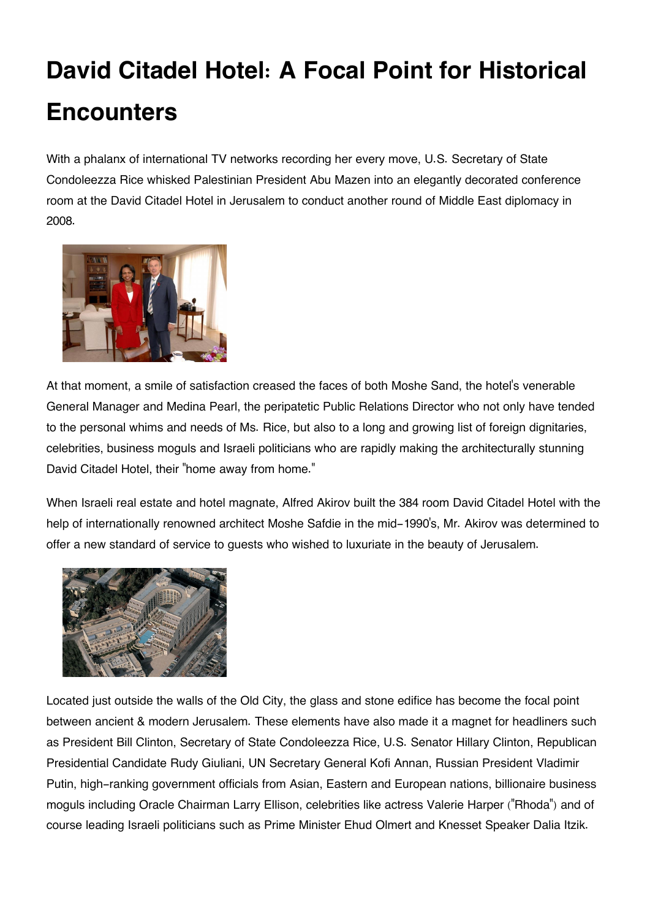# David Citadel Hotel: A Focal Point for Historical Encounters

With a phalanx of international TV networks recording her every move, U.S. Secretary of State Condoleezza Rice whisked Palestinian President Abu Mazen into an elegantly decorated conference room at the David Citadel Hotel in Jerusalem to conduct another round of Middle East diplomacy in 2008.

At that moment, a smile of satisfaction creased the faces of both Moshe Sand, the hotel's venerable General Manager and Medina Pearl, the peripatetic Public Relations Director who not only have tended to the personal whims and needs of Ms. Rice, but also to a long and growing list of foreign dignitaries, celebrities, business moguls and Israeli politicians who are rapidly making the architecturally stunning David Citadel Hotel, their "home away from home."

When Israeli real estate and hotel magnate, Alfred Akirov built the 384 room David Citadel Hotel with the help of internationally renowned architect Moshe Safdie in the mid-1990's, Mr. Akirov was determined to offer a new standard of service to guests who wished to luxuriate in the beauty of Jerusalem.

Located just outside the walls of the Old City, the glass and stone edifice has become the focal point between ancient & modern Jerusalem. These elements have also made it a magnet for headliners such as President Bill Clinton, Secretary of State Condoleezza Rice, U.S. Senator Hillary Clinton, Republican Presidential Candidate Rudy Giuliani, UN Secretary General Kofi Annan, Russian President Vladimir Putin, high-ranking government officials from Asian, Eastern and European nations, billionaire business moguls including Oracle Chairman Larry Ellison, celebrities like actress Valerie Harper ("Rhoda") and of course leading Israeli politicians such as Prime Minister Ehud Olmert and Knesset Speaker Dalia Itzik.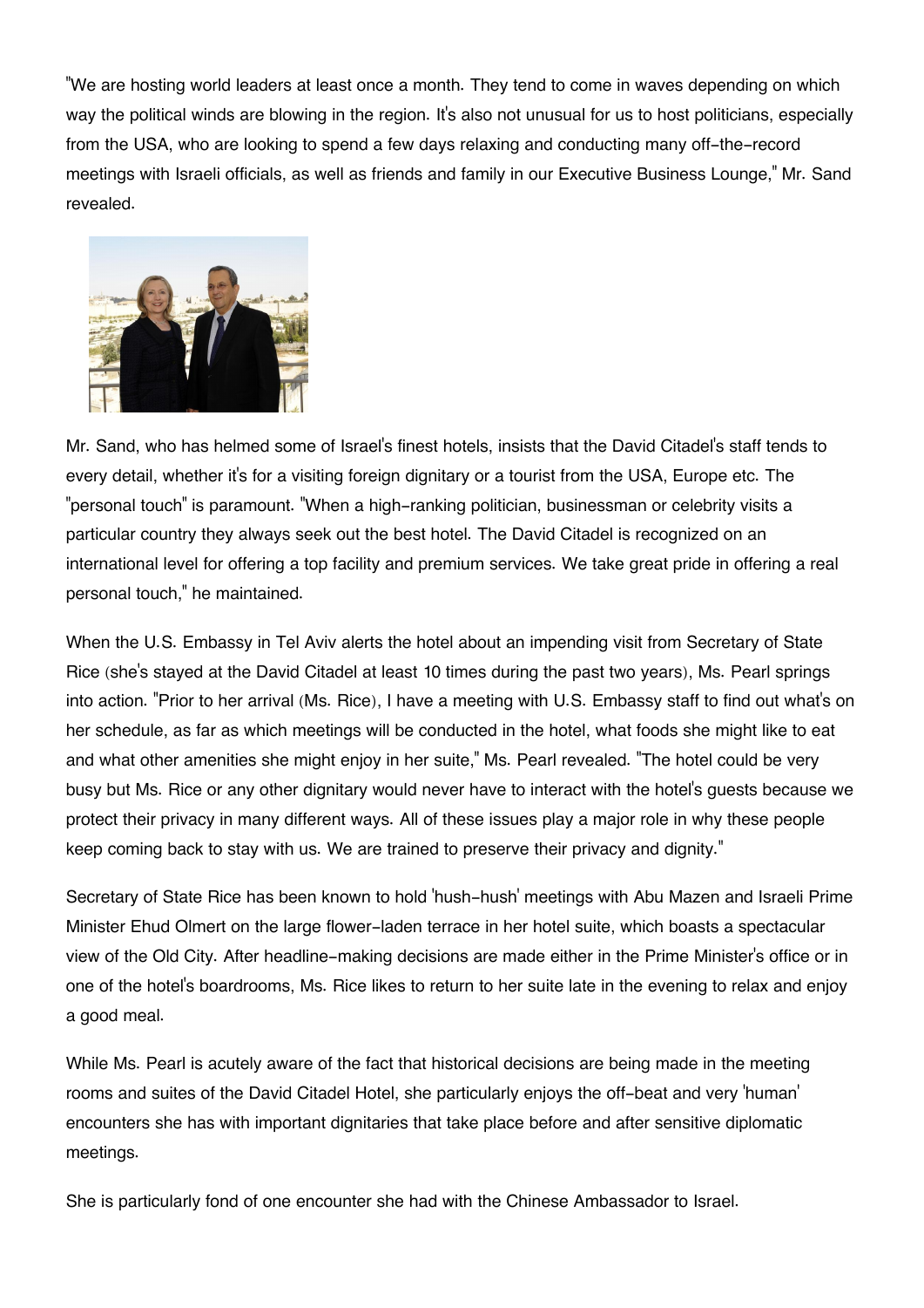"We are hosting world leaders at least once a month. They tend to come in waves depending on which way the political winds are blowing in the region. It's also not unusual for us to host politicians, especially from the USA, who are looking to spend a few days relaxing and conducting many off-the-record meetings with Israeli officials, as well as friends and family in our Executive Business Lounge," Mr. Sand revealed.

Mr. Sand, who has helmed some of Israel's finest hotels, insists that the David Citadel's staff tends to every detail, whether it's for a visiting foreign dignitary or a tourist from the USA, Europe etc. The "personal touch" is paramount. "When a high-ranking politician, businessman or celebrity visits a particular country they always seek out the best hotel. The David Citadel is recognized on an international level for offering a top facility and premium services. We take great pride in offering a real personal touch," he maintained.

When the U.S. Embassy in Tel Aviv alerts the hotel about an impending visit from Secretary of State Rice (she's stayed at the David Citadel at least 10 times during the past two years), Ms. Pearl springs into action. "Prior to her arrival (Ms. Rice), I have a meeting with U.S. Embassy staff to find out what's on her schedule, as far as which meetings will be conducted in the hotel, what foods she might like to eat and what other amenities she might enjoy in her suite," Ms. Pearl revealed. "The hotel could be very busy but Ms. Rice or any other dignitary would never have to interact with the hotel's guests because we protect their privacy in many different ways. All of these issues play a major role in why these people keep coming back to stay with us. We are trained to preserve their privacy and dignity."

Secretary of State Rice has been known to hold 'hush-hush' meetings with Abu Mazen and Israeli Prime Minister Ehud Olmert on the large flower-laden terrace in her hotel suite, which boasts a spectacular view of the Old City. After headline-making decisions are made either in the Prime Minister's office or in one of the hotel's boardrooms, Ms. Rice likes to return to her suite late in the evening to relax and enjoy a good meal.

While Ms. Pearl is acutely aware of the fact that historical decisions are being made in the meeting rooms and suites of the David Citadel Hotel, she particularly enjoys the off-beat and very 'human' encounters she has with important dignitaries that take place before and after sensitive diplomatic meetings.

She is particularly fond of one encounter she had with the Chinese Ambassador to Israel.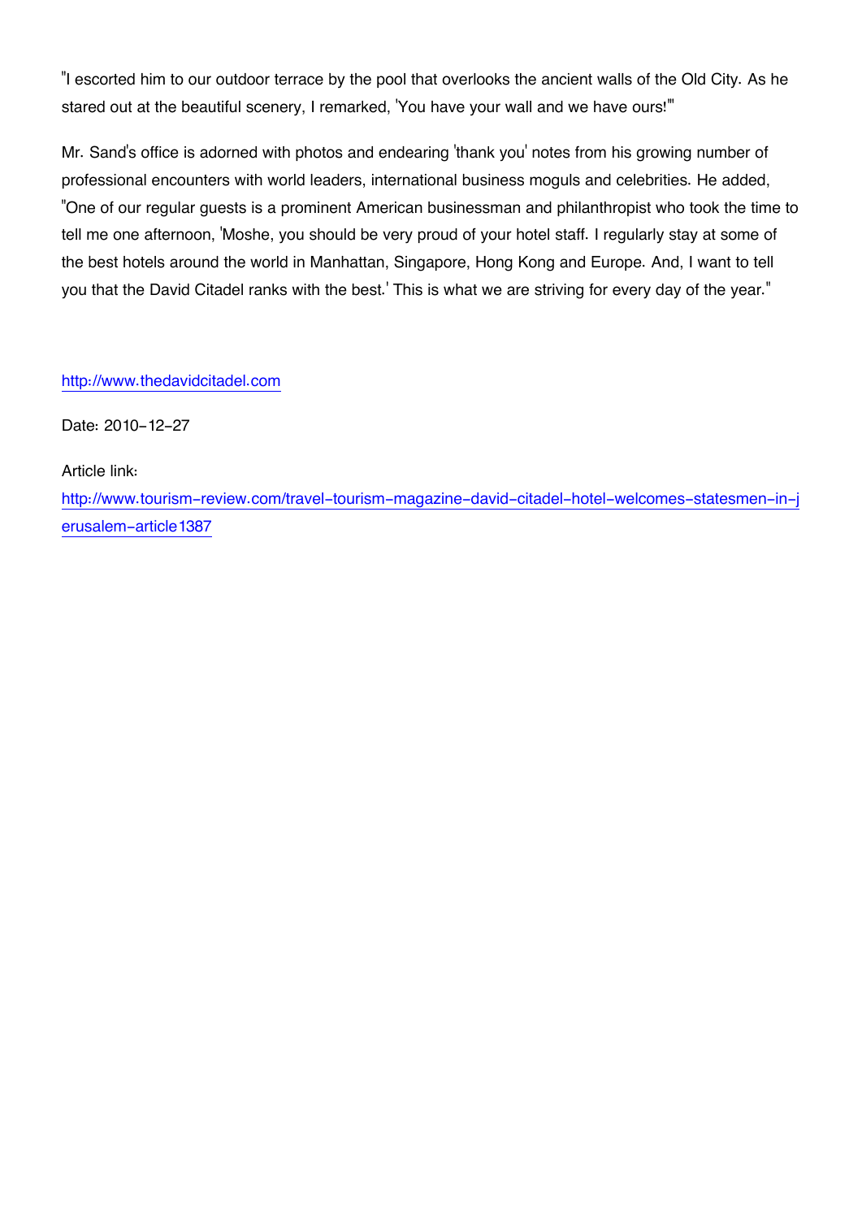"I escorted him to our outdoor terrace by the pool that overlooks the ancient walls of the Old City. As he stared out at the beautiful scenery, I remarked, 'You have your wall and we have ours!'"

Mr. Sand's office is adorned with photos and endearing 'thank you' notes from his growing number of professional encounters with world leaders, international business moguls and celebrities. He added, "One of our regular guests is a prominent American businessman and philanthropist who took the time to tell me one afternoon, 'Moshe, you should be very proud of your hotel staff. I regularly stay at some of the best hotels around the world in Manhattan, Singapore, Hong Kong and Europe. And, I want to tell you that the David Citadel ranks with the best.' This is what we are striving for every day of the year."

[http://www.thedavidcitadel.com](http://www.thedavidcitadel.com)

Date: 2010-12-27

Article link:
[http://www.tourism-review.com/travel-tourism-magazine-david-citadel-hotel-welcomes-statesmen-in-jerusalem-article1387](http://www.tourism-review.com/travel-tourism-magazine-david-citadel-hotel-welcomes-statesmen-in-jerusalem-article1387)